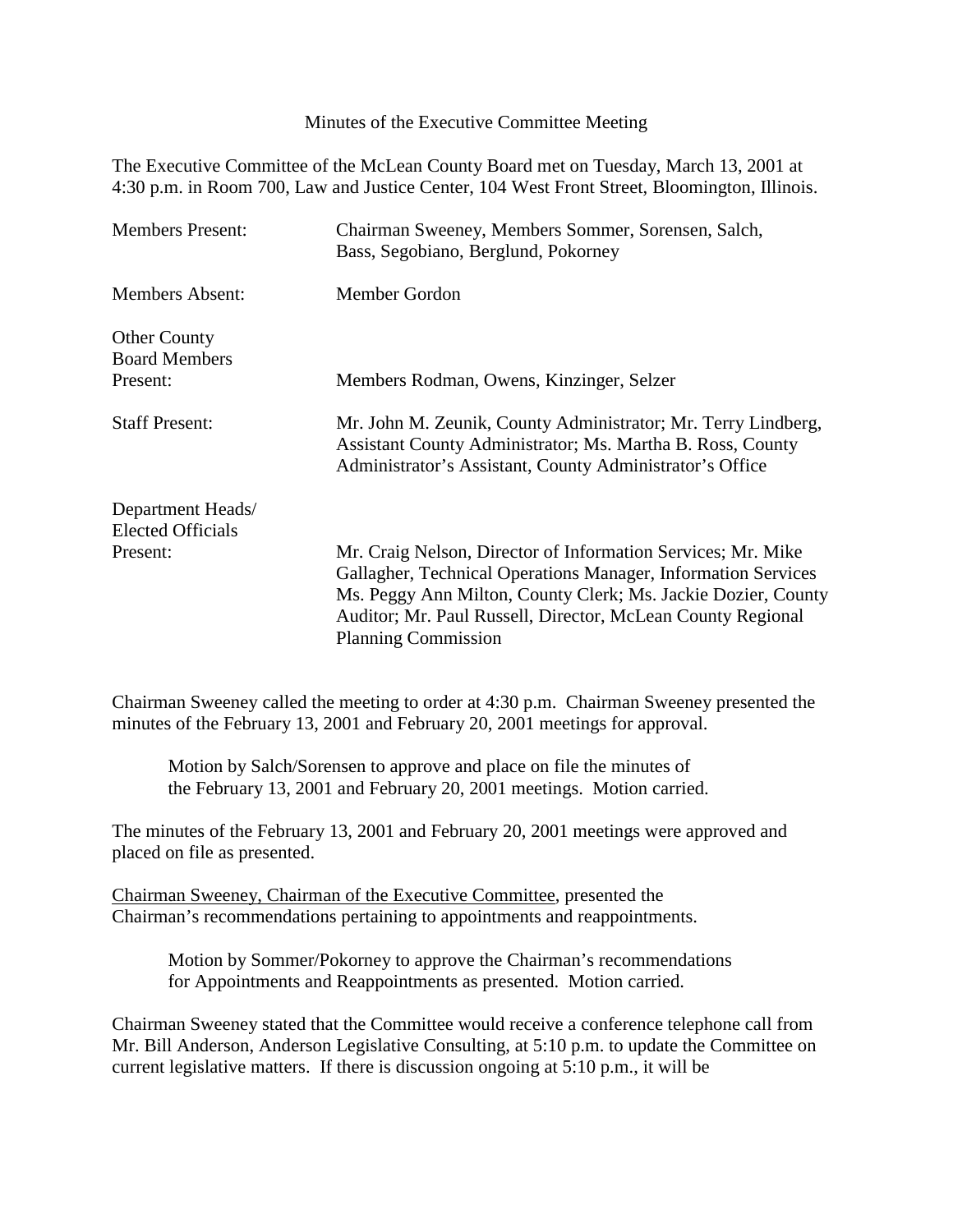Minutes of the Executive Committee Meeting

The Executive Committee of the McLean County Board met on Tuesday, March 13, 2001 at 4:30 p.m. in Room 700, Law and Justice Center, 104 West Front Street, Bloomington, Illinois.

| | |
|---|---|
| Members Present: | Chairman Sweeney, Members Sommer, Sorensen, Salch, Bass, Segobiano, Berglund, Pokorney |
| Members Absent: | Member Gordon |
| Other County Board Members Present: | Members Rodman, Owens, Kinzinger, Selzer |
| Staff Present: | Mr. John M. Zeunik, County Administrator; Mr. Terry Lindberg, Assistant County Administrator; Ms. Martha B. Ross, County Administrator's Assistant, County Administrator's Office |
| Department Heads/ Elected Officials Present: | Mr. Craig Nelson, Director of Information Services; Mr. Mike Gallagher, Technical Operations Manager, Information Services Ms. Peggy Ann Milton, County Clerk; Ms. Jackie Dozier, County Auditor; Mr. Paul Russell, Director, McLean County Regional Planning Commission |

Chairman Sweeney called the meeting to order at 4:30 p.m. Chairman Sweeney presented the minutes of the February 13, 2001 and February 20, 2001 meetings for approval.

> Motion by Salch/Sorensen to approve and place on file the minutes of the February 13, 2001 and February 20, 2001 meetings. Motion carried.

The minutes of the February 13, 2001 and February 20, 2001 meetings were approved and placed on file as presented.

Chairman Sweeney, Chairman of the Executive Committee, presented the Chairman's recommendations pertaining to appointments and reappointments.

> Motion by Sommer/Pokorney to approve the Chairman's recommendations for Appointments and Reappointments as presented. Motion carried.

Chairman Sweeney stated that the Committee would receive a conference telephone call from Mr. Bill Anderson, Anderson Legislative Consulting, at 5:10 p.m. to update the Committee on current legislative matters. If there is discussion ongoing at 5:10 p.m., it will be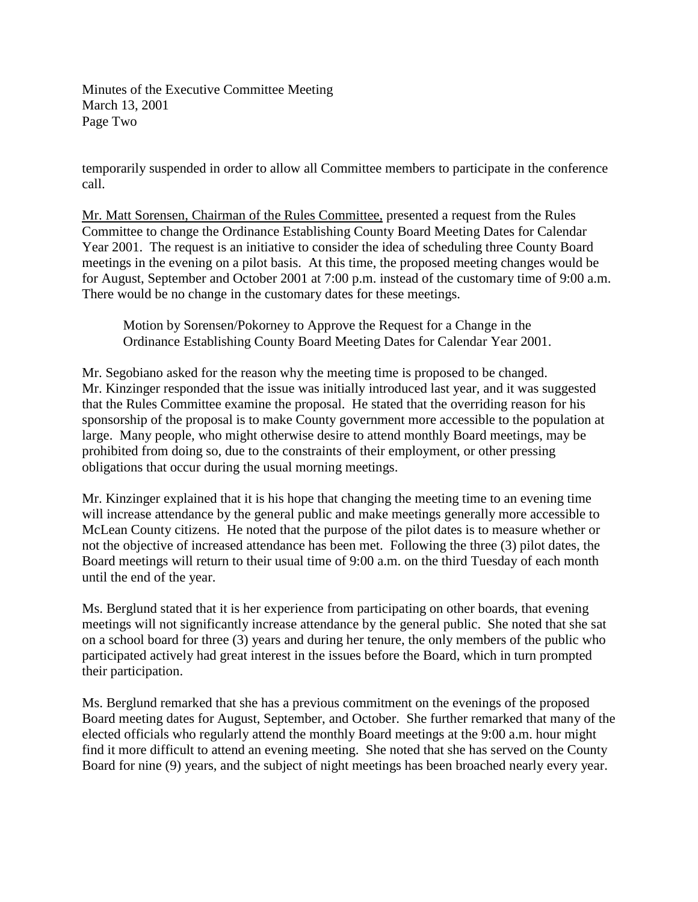temporarily suspended in order to allow all Committee members to participate in the conference call.

Mr. Matt Sorensen, Chairman of the Rules Committee, presented a request from the Rules Committee to change the Ordinance Establishing County Board Meeting Dates for Calendar Year 2001. The request is an initiative to consider the idea of scheduling three County Board meetings in the evening on a pilot basis. At this time, the proposed meeting changes would be for August, September and October 2001 at 7:00 p.m. instead of the customary time of 9:00 a.m. There would be no change in the customary dates for these meetings.

> Motion by Sorensen/Pokorney to Approve the Request for a Change in the Ordinance Establishing County Board Meeting Dates for Calendar Year 2001.

Mr. Segobiano asked for the reason why the meeting time is proposed to be changed. Mr. Kinzinger responded that the issue was initially introduced last year, and it was suggested that the Rules Committee examine the proposal. He stated that the overriding reason for his sponsorship of the proposal is to make County government more accessible to the population at large. Many people, who might otherwise desire to attend monthly Board meetings, may be prohibited from doing so, due to the constraints of their employment, or other pressing obligations that occur during the usual morning meetings.

Mr. Kinzinger explained that it is his hope that changing the meeting time to an evening time will increase attendance by the general public and make meetings generally more accessible to McLean County citizens. He noted that the purpose of the pilot dates is to measure whether or not the objective of increased attendance has been met. Following the three (3) pilot dates, the Board meetings will return to their usual time of 9:00 a.m. on the third Tuesday of each month until the end of the year.

Ms. Berglund stated that it is her experience from participating on other boards, that evening meetings will not significantly increase attendance by the general public. She noted that she sat on a school board for three (3) years and during her tenure, the only members of the public who participated actively had great interest in the issues before the Board, which in turn prompted their participation.

Ms. Berglund remarked that she has a previous commitment on the evenings of the proposed Board meeting dates for August, September, and October. She further remarked that many of the elected officials who regularly attend the monthly Board meetings at the 9:00 a.m. hour might find it more difficult to attend an evening meeting. She noted that she has served on the County Board for nine (9) years, and the subject of night meetings has been broached nearly every year.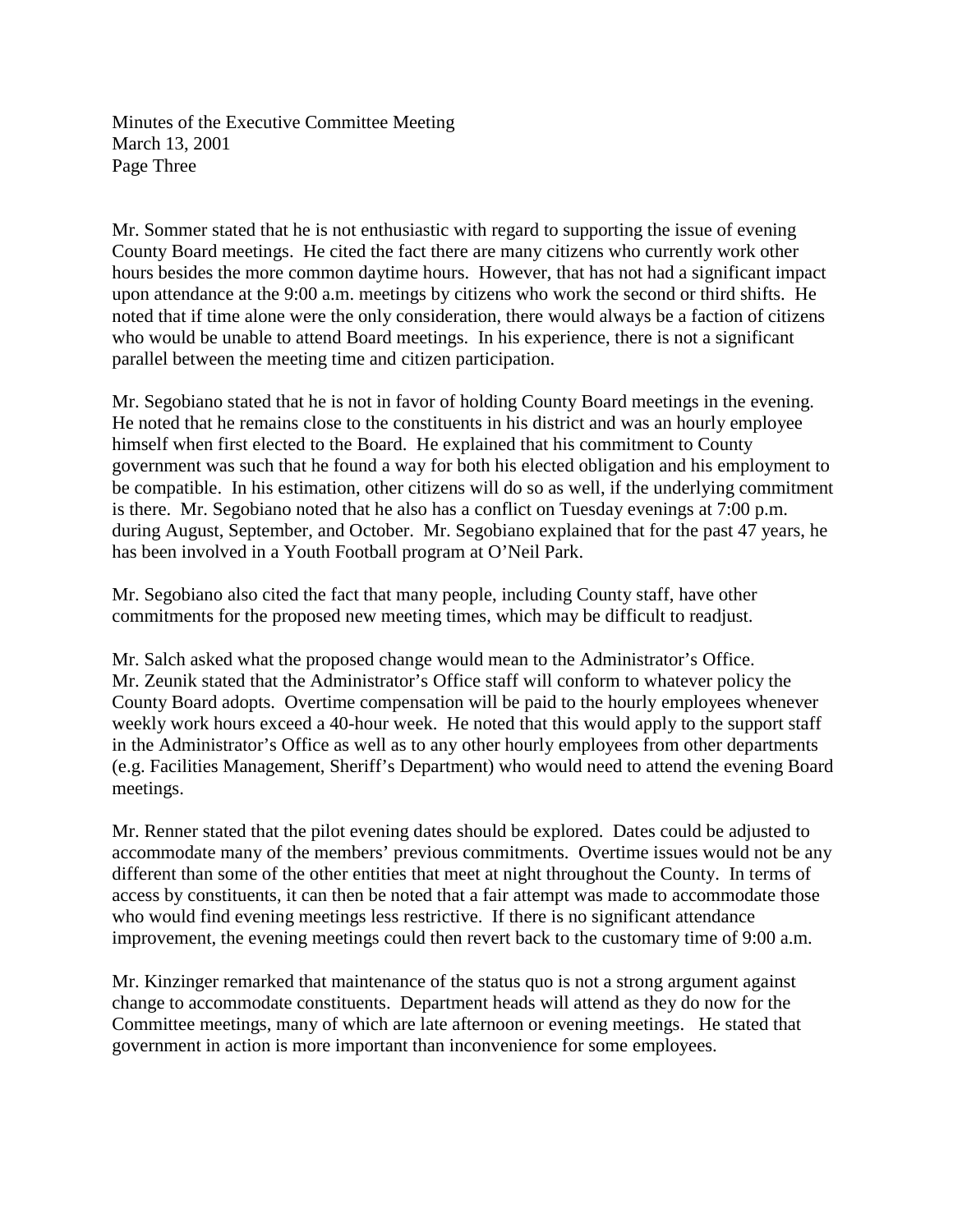Mr. Sommer stated that he is not enthusiastic with regard to supporting the issue of evening County Board meetings. He cited the fact there are many citizens who currently work other hours besides the more common daytime hours. However, that has not had a significant impact upon attendance at the 9:00 a.m. meetings by citizens who work the second or third shifts. He noted that if time alone were the only consideration, there would always be a faction of citizens who would be unable to attend Board meetings. In his experience, there is not a significant parallel between the meeting time and citizen participation.

Mr. Segobiano stated that he is not in favor of holding County Board meetings in the evening. He noted that he remains close to the constituents in his district and was an hourly employee himself when first elected to the Board. He explained that his commitment to County government was such that he found a way for both his elected obligation and his employment to be compatible. In his estimation, other citizens will do so as well, if the underlying commitment is there. Mr. Segobiano noted that he also has a conflict on Tuesday evenings at 7:00 p.m. during August, September, and October. Mr. Segobiano explained that for the past 47 years, he has been involved in a Youth Football program at O'Neil Park.

Mr. Segobiano also cited the fact that many people, including County staff, have other commitments for the proposed new meeting times, which may be difficult to readjust.

Mr. Salch asked what the proposed change would mean to the Administrator's Office. Mr. Zeunik stated that the Administrator's Office staff will conform to whatever policy the County Board adopts. Overtime compensation will be paid to the hourly employees whenever weekly work hours exceed a 40-hour week. He noted that this would apply to the support staff in the Administrator's Office as well as to any other hourly employees from other departments (e.g. Facilities Management, Sheriff's Department) who would need to attend the evening Board meetings.

Mr. Renner stated that the pilot evening dates should be explored. Dates could be adjusted to accommodate many of the members' previous commitments. Overtime issues would not be any different than some of the other entities that meet at night throughout the County. In terms of access by constituents, it can then be noted that a fair attempt was made to accommodate those who would find evening meetings less restrictive. If there is no significant attendance improvement, the evening meetings could then revert back to the customary time of 9:00 a.m.

Mr. Kinzinger remarked that maintenance of the status quo is not a strong argument against change to accommodate constituents. Department heads will attend as they do now for the Committee meetings, many of which are late afternoon or evening meetings. He stated that government in action is more important than inconvenience for some employees.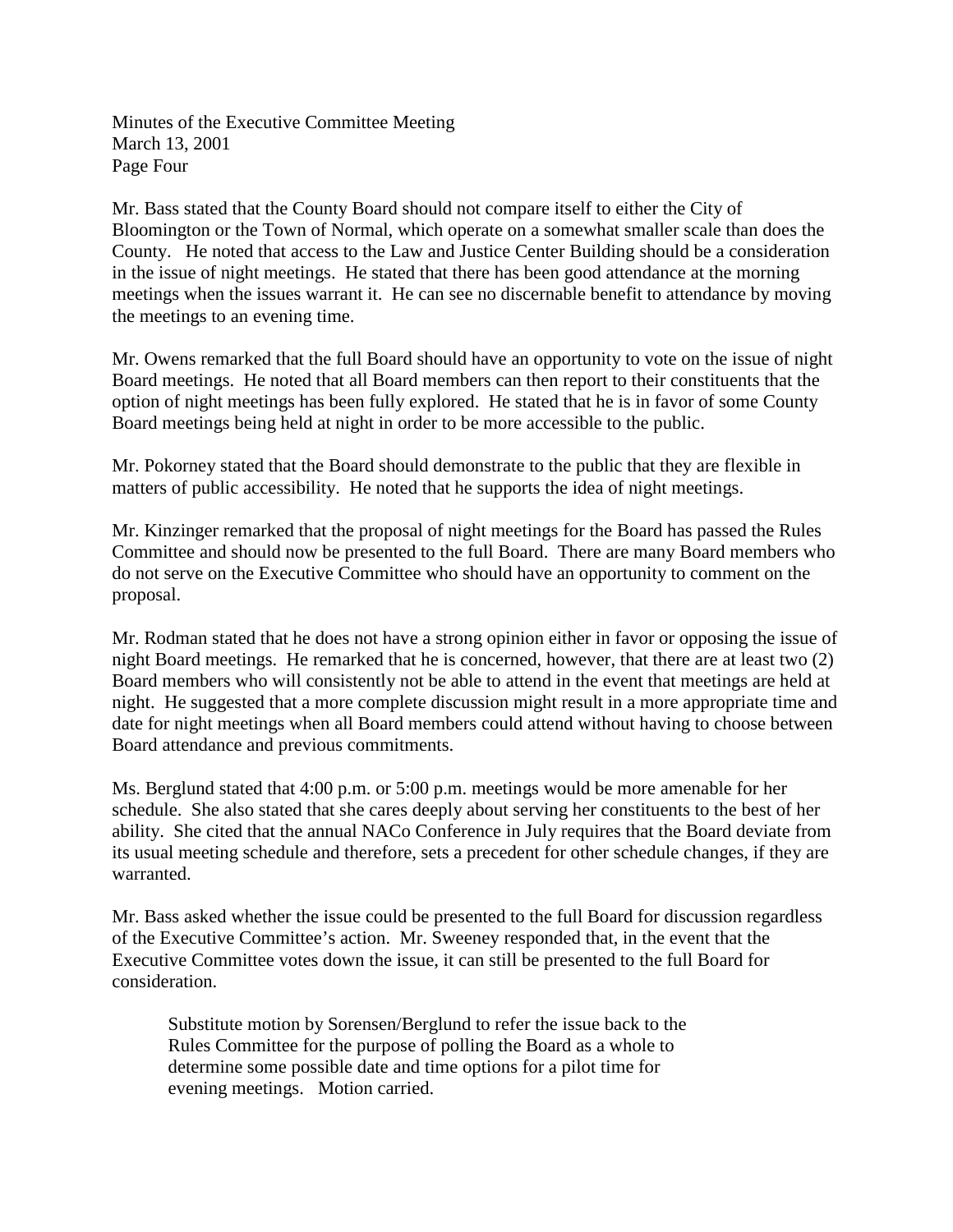Mr. Bass stated that the County Board should not compare itself to either the City of Bloomington or the Town of Normal, which operate on a somewhat smaller scale than does the County. He noted that access to the Law and Justice Center Building should be a consideration in the issue of night meetings. He stated that there has been good attendance at the morning meetings when the issues warrant it. He can see no discernable benefit to attendance by moving the meetings to an evening time.

Mr. Owens remarked that the full Board should have an opportunity to vote on the issue of night Board meetings. He noted that all Board members can then report to their constituents that the option of night meetings has been fully explored. He stated that he is in favor of some County Board meetings being held at night in order to be more accessible to the public.

Mr. Pokorney stated that the Board should demonstrate to the public that they are flexible in matters of public accessibility. He noted that he supports the idea of night meetings.

Mr. Kinzinger remarked that the proposal of night meetings for the Board has passed the Rules Committee and should now be presented to the full Board. There are many Board members who do not serve on the Executive Committee who should have an opportunity to comment on the proposal.

Mr. Rodman stated that he does not have a strong opinion either in favor or opposing the issue of night Board meetings. He remarked that he is concerned, however, that there are at least two (2) Board members who will consistently not be able to attend in the event that meetings are held at night. He suggested that a more complete discussion might result in a more appropriate time and date for night meetings when all Board members could attend without having to choose between Board attendance and previous commitments.

Ms. Berglund stated that 4:00 p.m. or 5:00 p.m. meetings would be more amenable for her schedule. She also stated that she cares deeply about serving her constituents to the best of her ability. She cited that the annual NACo Conference in July requires that the Board deviate from its usual meeting schedule and therefore, sets a precedent for other schedule changes, if they are warranted.

Mr. Bass asked whether the issue could be presented to the full Board for discussion regardless of the Executive Committee's action. Mr. Sweeney responded that, in the event that the Executive Committee votes down the issue, it can still be presented to the full Board for consideration.

> Substitute motion by Sorensen/Berglund to refer the issue back to the Rules Committee for the purpose of polling the Board as a whole to determine some possible date and time options for a pilot time for evening meetings. Motion carried.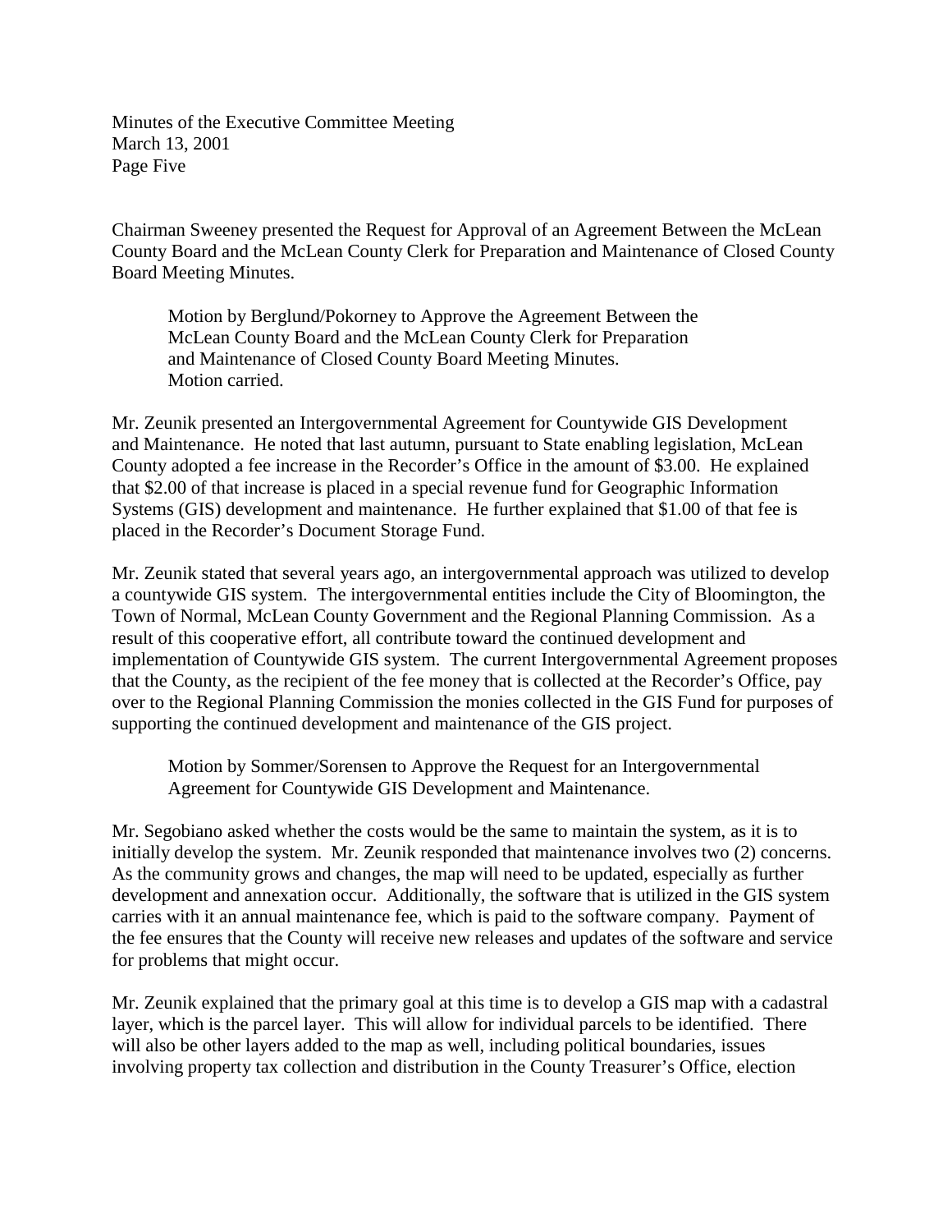Chairman Sweeney presented the Request for Approval of an Agreement Between the McLean County Board and the McLean County Clerk for Preparation and Maintenance of Closed County Board Meeting Minutes.

> Motion by Berglund/Pokorney to Approve the Agreement Between the McLean County Board and the McLean County Clerk for Preparation and Maintenance of Closed County Board Meeting Minutes.
> Motion carried.

Mr. Zeunik presented an Intergovernmental Agreement for Countywide GIS Development and Maintenance. He noted that last autumn, pursuant to State enabling legislation, McLean County adopted a fee increase in the Recorder's Office in the amount of $3.00. He explained that $2.00 of that increase is placed in a special revenue fund for Geographic Information Systems (GIS) development and maintenance. He further explained that $1.00 of that fee is placed in the Recorder's Document Storage Fund.

Mr. Zeunik stated that several years ago, an intergovernmental approach was utilized to develop a countywide GIS system. The intergovernmental entities include the City of Bloomington, the Town of Normal, McLean County Government and the Regional Planning Commission. As a result of this cooperative effort, all contribute toward the continued development and implementation of Countywide GIS system. The current Intergovernmental Agreement proposes that the County, as the recipient of the fee money that is collected at the Recorder's Office, pay over to the Regional Planning Commission the monies collected in the GIS Fund for purposes of supporting the continued development and maintenance of the GIS project.

> Motion by Sommer/Sorensen to Approve the Request for an Intergovernmental Agreement for Countywide GIS Development and Maintenance.

Mr. Segobiano asked whether the costs would be the same to maintain the system, as it is to initially develop the system. Mr. Zeunik responded that maintenance involves two (2) concerns. As the community grows and changes, the map will need to be updated, especially as further development and annexation occur. Additionally, the software that is utilized in the GIS system carries with it an annual maintenance fee, which is paid to the software company. Payment of the fee ensures that the County will receive new releases and updates of the software and service for problems that might occur.

Mr. Zeunik explained that the primary goal at this time is to develop a GIS map with a cadastral layer, which is the parcel layer. This will allow for individual parcels to be identified. There will also be other layers added to the map as well, including political boundaries, issues involving property tax collection and distribution in the County Treasurer's Office, election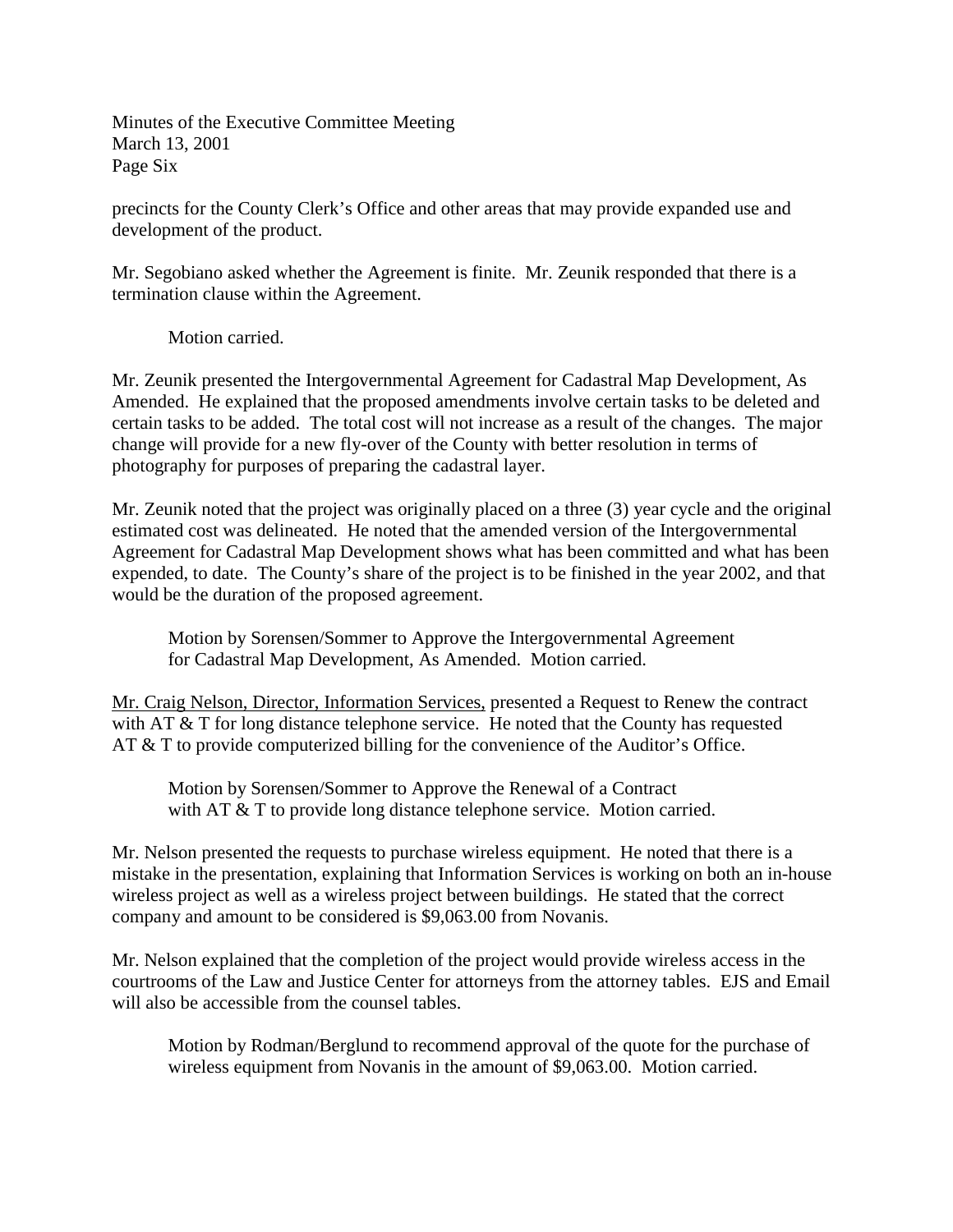precincts for the County Clerk's Office and other areas that may provide expanded use and development of the product.

Mr. Segobiano asked whether the Agreement is finite. Mr. Zeunik responded that there is a termination clause within the Agreement.

> Motion carried.

Mr. Zeunik presented the Intergovernmental Agreement for Cadastral Map Development, As Amended. He explained that the proposed amendments involve certain tasks to be deleted and certain tasks to be added. The total cost will not increase as a result of the changes. The major change will provide for a new fly-over of the County with better resolution in terms of photography for purposes of preparing the cadastral layer.

Mr. Zeunik noted that the project was originally placed on a three (3) year cycle and the original estimated cost was delineated. He noted that the amended version of the Intergovernmental Agreement for Cadastral Map Development shows what has been committed and what has been expended, to date. The County's share of the project is to be finished in the year 2002, and that would be the duration of the proposed agreement.

> Motion by Sorensen/Sommer to Approve the Intergovernmental Agreement for Cadastral Map Development, As Amended. Motion carried.

<u>Mr. Craig Nelson, Director, Information Services,</u> presented a Request to Renew the contract with AT & T for long distance telephone service. He noted that the County has requested AT & T to provide computerized billing for the convenience of the Auditor's Office.

> Motion by Sorensen/Sommer to Approve the Renewal of a Contract with AT & T to provide long distance telephone service. Motion carried.

Mr. Nelson presented the requests to purchase wireless equipment. He noted that there is a mistake in the presentation, explaining that Information Services is working on both an in-house wireless project as well as a wireless project between buildings. He stated that the correct company and amount to be considered is $9,063.00 from Novanis.

Mr. Nelson explained that the completion of the project would provide wireless access in the courtrooms of the Law and Justice Center for attorneys from the attorney tables. EJS and Email will also be accessible from the counsel tables.

> Motion by Rodman/Berglund to recommend approval of the quote for the purchase of wireless equipment from Novanis in the amount of $9,063.00. Motion carried.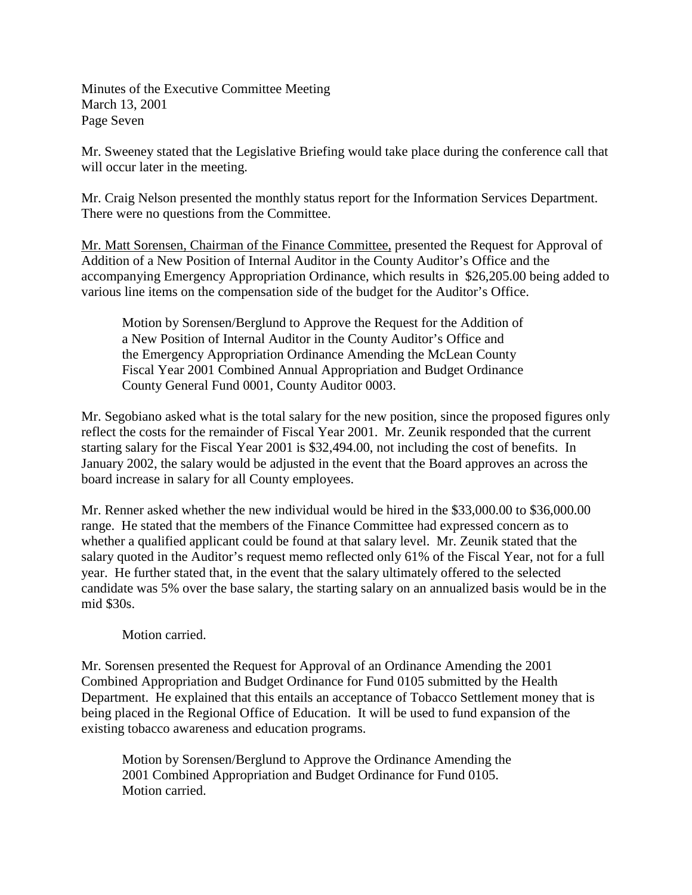Mr. Sweeney stated that the Legislative Briefing would take place during the conference call that will occur later in the meeting.

Mr. Craig Nelson presented the monthly status report for the Information Services Department. There were no questions from the Committee.

Mr. Matt Sorensen, Chairman of the Finance Committee, presented the Request for Approval of Addition of a New Position of Internal Auditor in the County Auditor's Office and the accompanying Emergency Appropriation Ordinance, which results in $26,205.00 being added to various line items on the compensation side of the budget for the Auditor's Office.

> Motion by Sorensen/Berglund to Approve the Request for the Addition of a New Position of Internal Auditor in the County Auditor's Office and the Emergency Appropriation Ordinance Amending the McLean County Fiscal Year 2001 Combined Annual Appropriation and Budget Ordinance County General Fund 0001, County Auditor 0003.

Mr. Segobiano asked what is the total salary for the new position, since the proposed figures only reflect the costs for the remainder of Fiscal Year 2001. Mr. Zeunik responded that the current starting salary for the Fiscal Year 2001 is $32,494.00, not including the cost of benefits. In January 2002, the salary would be adjusted in the event that the Board approves an across the board increase in salary for all County employees.

Mr. Renner asked whether the new individual would be hired in the $33,000.00 to $36,000.00 range. He stated that the members of the Finance Committee had expressed concern as to whether a qualified applicant could be found at that salary level. Mr. Zeunik stated that the salary quoted in the Auditor's request memo reflected only 61% of the Fiscal Year, not for a full year. He further stated that, in the event that the salary ultimately offered to the selected candidate was 5% over the base salary, the starting salary on an annualized basis would be in the mid $30s.

> Motion carried.

Mr. Sorensen presented the Request for Approval of an Ordinance Amending the 2001 Combined Appropriation and Budget Ordinance for Fund 0105 submitted by the Health Department. He explained that this entails an acceptance of Tobacco Settlement money that is being placed in the Regional Office of Education. It will be used to fund expansion of the existing tobacco awareness and education programs.

> Motion by Sorensen/Berglund to Approve the Ordinance Amending the 2001 Combined Appropriation and Budget Ordinance for Fund 0105.
> Motion carried.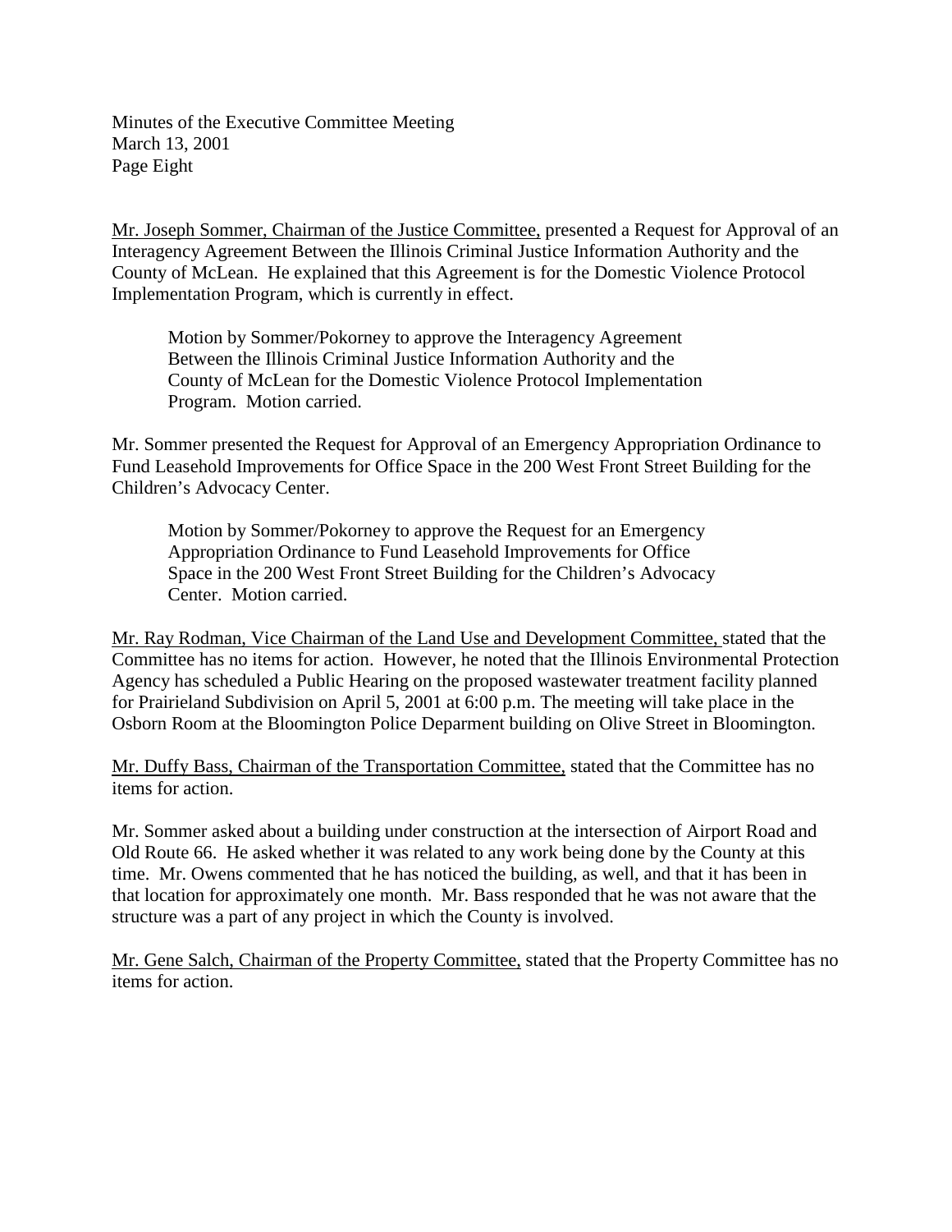Mr. Joseph Sommer, Chairman of the Justice Committee, presented a Request for Approval of an Interagency Agreement Between the Illinois Criminal Justice Information Authority and the County of McLean. He explained that this Agreement is for the Domestic Violence Protocol Implementation Program, which is currently in effect.

> Motion by Sommer/Pokorney to approve the Interagency Agreement Between the Illinois Criminal Justice Information Authority and the County of McLean for the Domestic Violence Protocol Implementation Program. Motion carried.

Mr. Sommer presented the Request for Approval of an Emergency Appropriation Ordinance to Fund Leasehold Improvements for Office Space in the 200 West Front Street Building for the Children's Advocacy Center.

> Motion by Sommer/Pokorney to approve the Request for an Emergency Appropriation Ordinance to Fund Leasehold Improvements for Office Space in the 200 West Front Street Building for the Children's Advocacy Center. Motion carried.

Mr. Ray Rodman, Vice Chairman of the Land Use and Development Committee, stated that the Committee has no items for action. However, he noted that the Illinois Environmental Protection Agency has scheduled a Public Hearing on the proposed wastewater treatment facility planned for Prairieland Subdivision on April 5, 2001 at 6:00 p.m. The meeting will take place in the Osborn Room at the Bloomington Police Deparment building on Olive Street in Bloomington.

Mr. Duffy Bass, Chairman of the Transportation Committee, stated that the Committee has no items for action.

Mr. Sommer asked about a building under construction at the intersection of Airport Road and Old Route 66. He asked whether it was related to any work being done by the County at this time. Mr. Owens commented that he has noticed the building, as well, and that it has been in that location for approximately one month. Mr. Bass responded that he was not aware that the structure was a part of any project in which the County is involved.

Mr. Gene Salch, Chairman of the Property Committee, stated that the Property Committee has no items for action.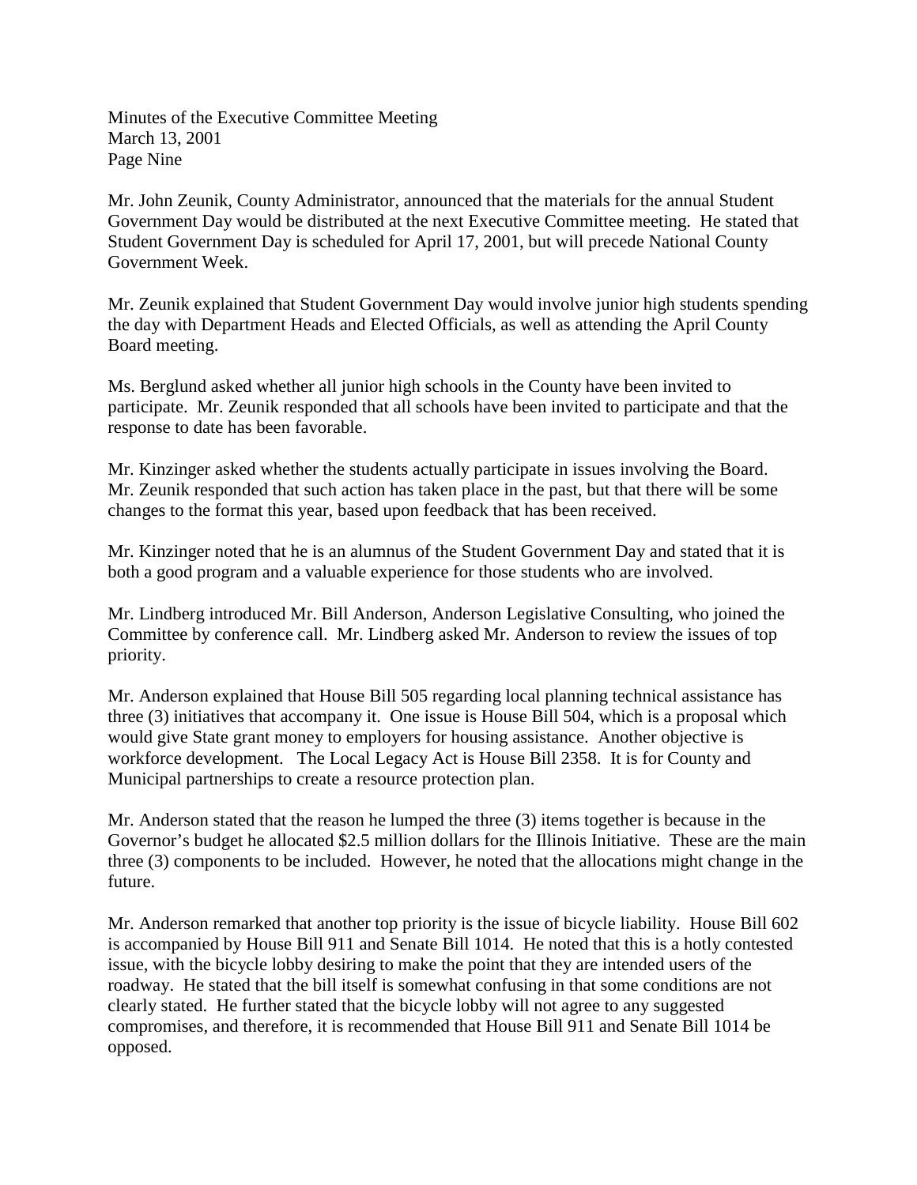Minutes of the Executive Committee Meeting
March 13, 2001
Page Nine

Mr. John Zeunik, County Administrator, announced that the materials for the annual Student Government Day would be distributed at the next Executive Committee meeting. He stated that Student Government Day is scheduled for April 17, 2001, but will precede National County Government Week.

Mr. Zeunik explained that Student Government Day would involve junior high students spending the day with Department Heads and Elected Officials, as well as attending the April County Board meeting.

Ms. Berglund asked whether all junior high schools in the County have been invited to participate. Mr. Zeunik responded that all schools have been invited to participate and that the response to date has been favorable.

Mr. Kinzinger asked whether the students actually participate in issues involving the Board. Mr. Zeunik responded that such action has taken place in the past, but that there will be some changes to the format this year, based upon feedback that has been received.

Mr. Kinzinger noted that he is an alumnus of the Student Government Day and stated that it is both a good program and a valuable experience for those students who are involved.

Mr. Lindberg introduced Mr. Bill Anderson, Anderson Legislative Consulting, who joined the Committee by conference call. Mr. Lindberg asked Mr. Anderson to review the issues of top priority.

Mr. Anderson explained that House Bill 505 regarding local planning technical assistance has three (3) initiatives that accompany it. One issue is House Bill 504, which is a proposal which would give State grant money to employers for housing assistance. Another objective is workforce development. The Local Legacy Act is House Bill 2358. It is for County and Municipal partnerships to create a resource protection plan.

Mr. Anderson stated that the reason he lumped the three (3) items together is because in the Governor's budget he allocated $2.5 million dollars for the Illinois Initiative. These are the main three (3) components to be included. However, he noted that the allocations might change in the future.

Mr. Anderson remarked that another top priority is the issue of bicycle liability. House Bill 602 is accompanied by House Bill 911 and Senate Bill 1014. He noted that this is a hotly contested issue, with the bicycle lobby desiring to make the point that they are intended users of the roadway. He stated that the bill itself is somewhat confusing in that some conditions are not clearly stated. He further stated that the bicycle lobby will not agree to any suggested compromises, and therefore, it is recommended that House Bill 911 and Senate Bill 1014 be opposed.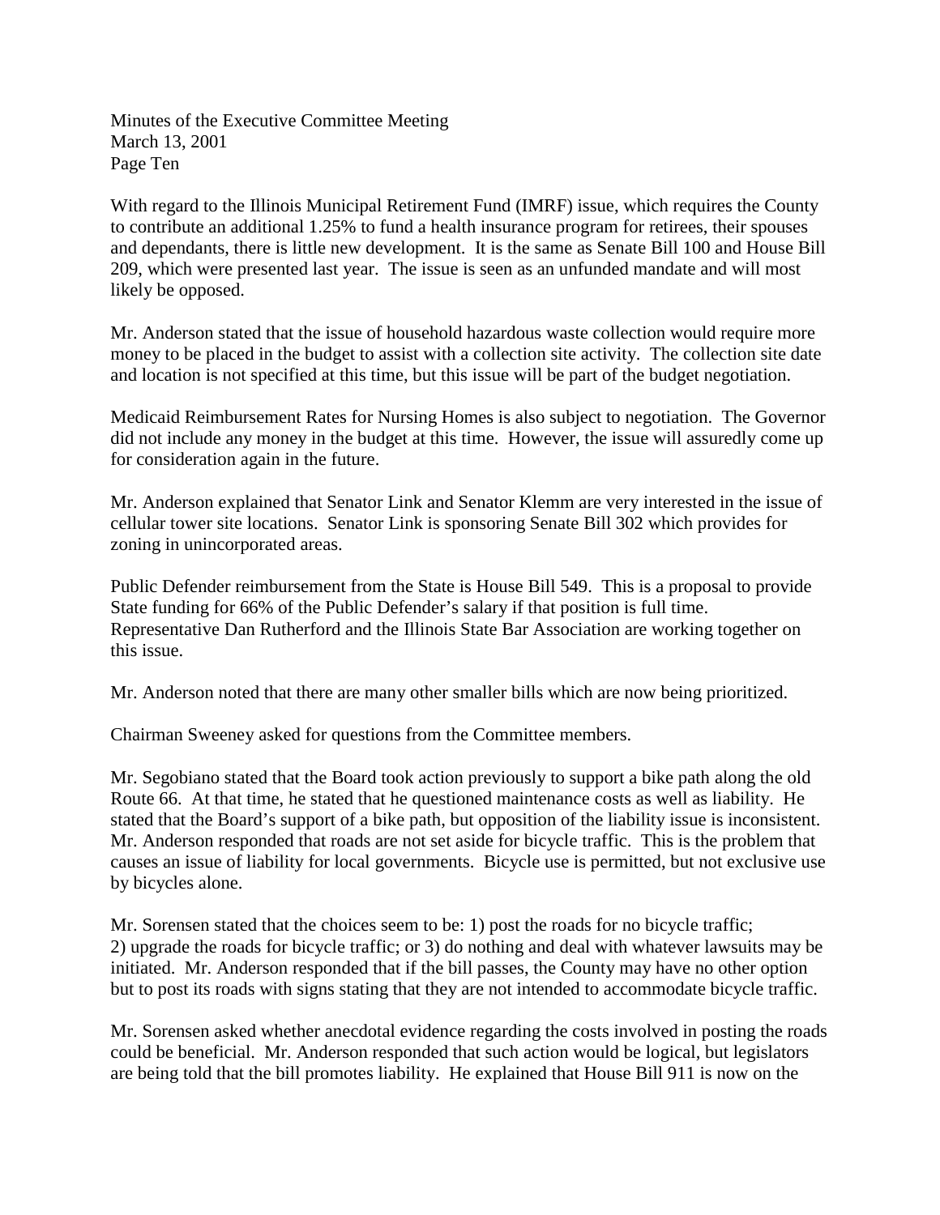With regard to the Illinois Municipal Retirement Fund (IMRF) issue, which requires the County to contribute an additional 1.25% to fund a health insurance program for retirees, their spouses and dependants, there is little new development. It is the same as Senate Bill 100 and House Bill 209, which were presented last year. The issue is seen as an unfunded mandate and will most likely be opposed.

Mr. Anderson stated that the issue of household hazardous waste collection would require more money to be placed in the budget to assist with a collection site activity. The collection site date and location is not specified at this time, but this issue will be part of the budget negotiation.

Medicaid Reimbursement Rates for Nursing Homes is also subject to negotiation. The Governor did not include any money in the budget at this time. However, the issue will assuredly come up for consideration again in the future.

Mr. Anderson explained that Senator Link and Senator Klemm are very interested in the issue of cellular tower site locations. Senator Link is sponsoring Senate Bill 302 which provides for zoning in unincorporated areas.

Public Defender reimbursement from the State is House Bill 549. This is a proposal to provide State funding for 66% of the Public Defender's salary if that position is full time. Representative Dan Rutherford and the Illinois State Bar Association are working together on this issue.

Mr. Anderson noted that there are many other smaller bills which are now being prioritized.

Chairman Sweeney asked for questions from the Committee members.

Mr. Segobiano stated that the Board took action previously to support a bike path along the old Route 66. At that time, he stated that he questioned maintenance costs as well as liability. He stated that the Board's support of a bike path, but opposition of the liability issue is inconsistent. Mr. Anderson responded that roads are not set aside for bicycle traffic. This is the problem that causes an issue of liability for local governments. Bicycle use is permitted, but not exclusive use by bicycles alone.

Mr. Sorensen stated that the choices seem to be: 1) post the roads for no bicycle traffic; 2) upgrade the roads for bicycle traffic; or 3) do nothing and deal with whatever lawsuits may be initiated. Mr. Anderson responded that if the bill passes, the County may have no other option but to post its roads with signs stating that they are not intended to accommodate bicycle traffic.

Mr. Sorensen asked whether anecdotal evidence regarding the costs involved in posting the roads could be beneficial. Mr. Anderson responded that such action would be logical, but legislators are being told that the bill promotes liability. He explained that House Bill 911 is now on the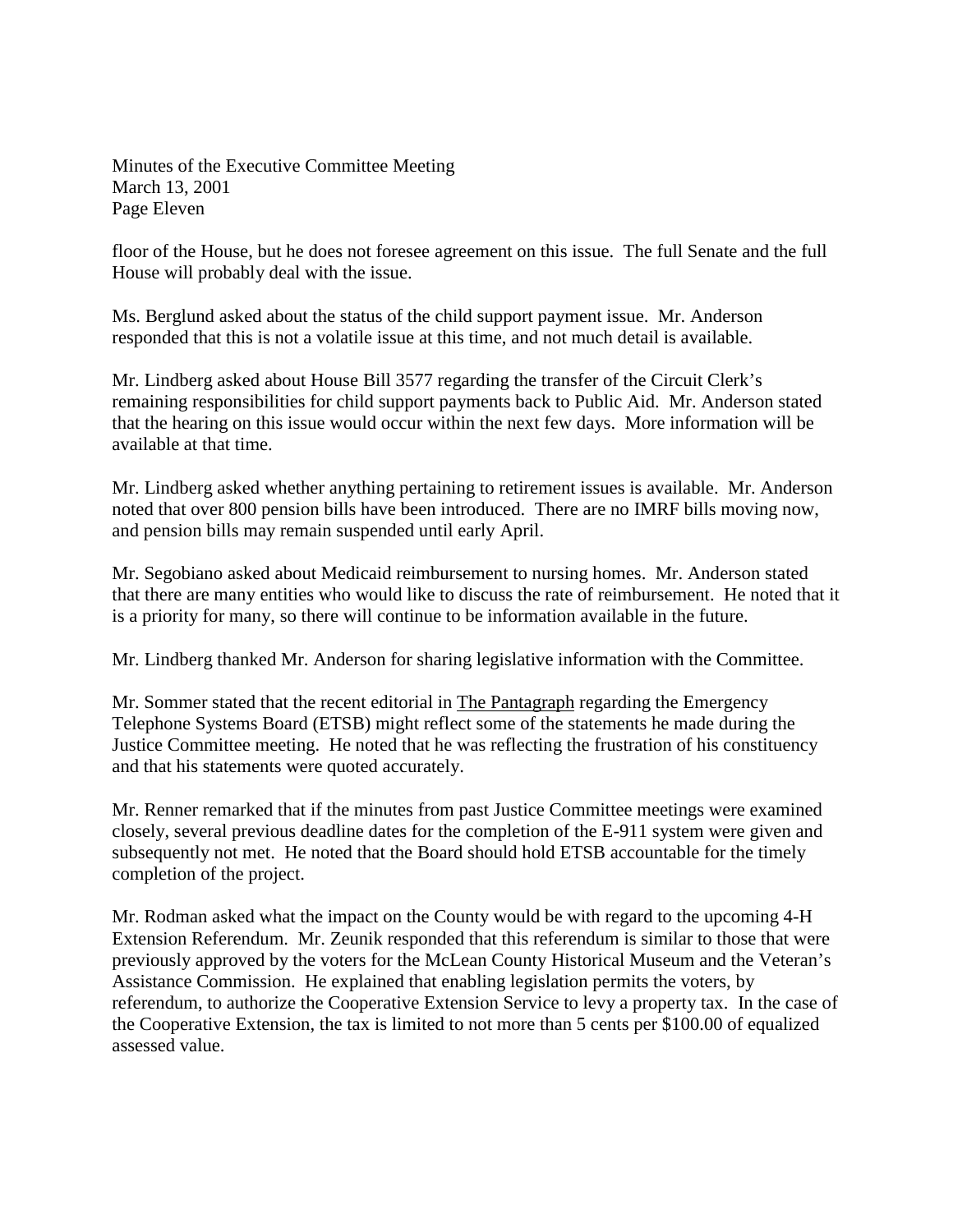floor of the House, but he does not foresee agreement on this issue. The full Senate and the full House will probably deal with the issue.

Ms. Berglund asked about the status of the child support payment issue. Mr. Anderson responded that this is not a volatile issue at this time, and not much detail is available.

Mr. Lindberg asked about House Bill 3577 regarding the transfer of the Circuit Clerk's remaining responsibilities for child support payments back to Public Aid. Mr. Anderson stated that the hearing on this issue would occur within the next few days. More information will be available at that time.

Mr. Lindberg asked whether anything pertaining to retirement issues is available. Mr. Anderson noted that over 800 pension bills have been introduced. There are no IMRF bills moving now, and pension bills may remain suspended until early April.

Mr. Segobiano asked about Medicaid reimbursement to nursing homes. Mr. Anderson stated that there are many entities who would like to discuss the rate of reimbursement. He noted that it is a priority for many, so there will continue to be information available in the future.

Mr. Lindberg thanked Mr. Anderson for sharing legislative information with the Committee.

Mr. Sommer stated that the recent editorial in The Pantagraph regarding the Emergency Telephone Systems Board (ETSB) might reflect some of the statements he made during the Justice Committee meeting. He noted that he was reflecting the frustration of his constituency and that his statements were quoted accurately.

Mr. Renner remarked that if the minutes from past Justice Committee meetings were examined closely, several previous deadline dates for the completion of the E-911 system were given and subsequently not met. He noted that the Board should hold ETSB accountable for the timely completion of the project.

Mr. Rodman asked what the impact on the County would be with regard to the upcoming 4-H Extension Referendum. Mr. Zeunik responded that this referendum is similar to those that were previously approved by the voters for the McLean County Historical Museum and the Veteran's Assistance Commission. He explained that enabling legislation permits the voters, by referendum, to authorize the Cooperative Extension Service to levy a property tax. In the case of the Cooperative Extension, the tax is limited to not more than 5 cents per $100.00 of equalized assessed value.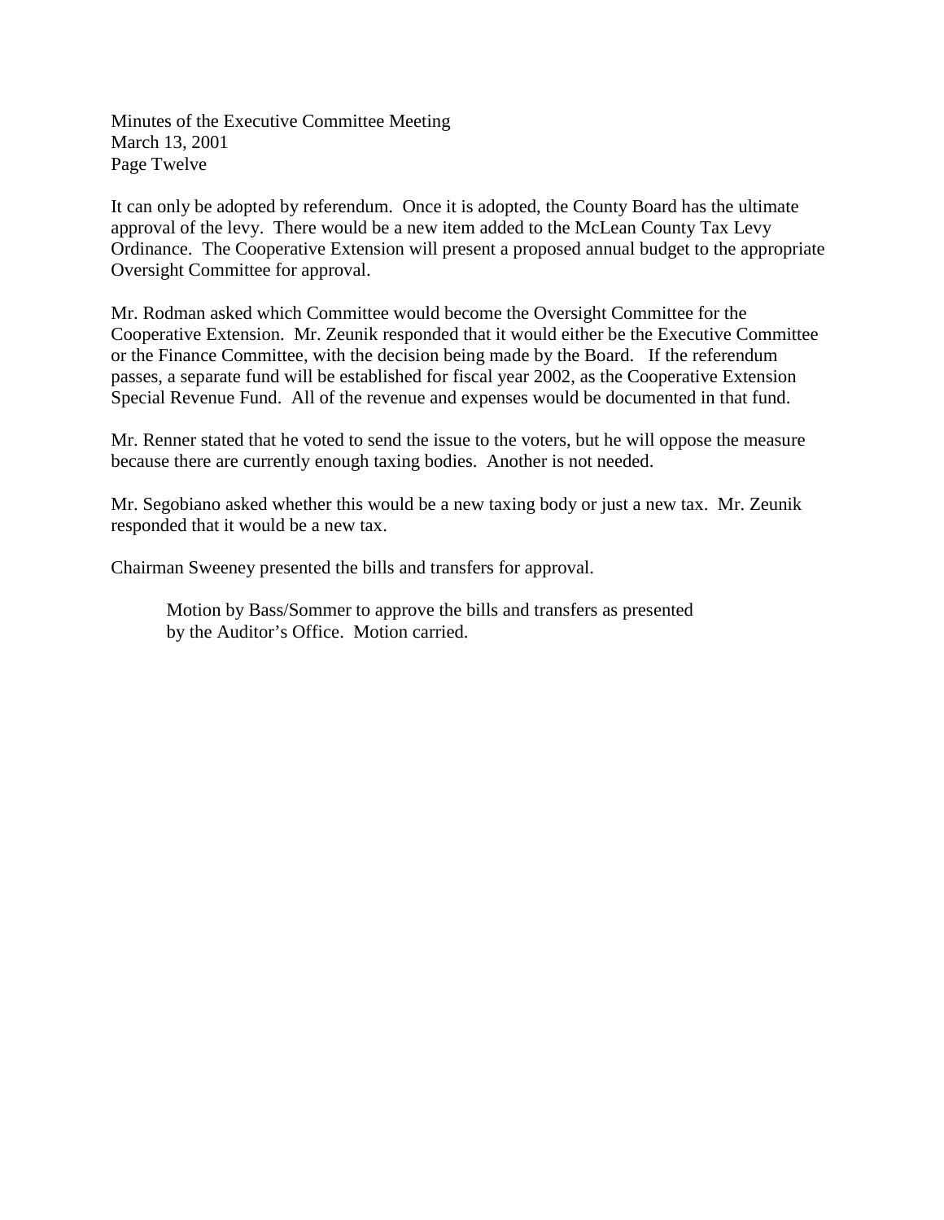It can only be adopted by referendum. Once it is adopted, the County Board has the ultimate approval of the levy. There would be a new item added to the McLean County Tax Levy Ordinance. The Cooperative Extension will present a proposed annual budget to the appropriate Oversight Committee for approval.

Mr. Rodman asked which Committee would become the Oversight Committee for the Cooperative Extension. Mr. Zeunik responded that it would either be the Executive Committee or the Finance Committee, with the decision being made by the Board. If the referendum passes, a separate fund will be established for fiscal year 2002, as the Cooperative Extension Special Revenue Fund. All of the revenue and expenses would be documented in that fund.

Mr. Renner stated that he voted to send the issue to the voters, but he will oppose the measure because there are currently enough taxing bodies. Another is not needed.

Mr. Segobiano asked whether this would be a new taxing body or just a new tax. Mr. Zeunik responded that it would be a new tax.

Chairman Sweeney presented the bills and transfers for approval.

> Motion by Bass/Sommer to approve the bills and transfers as presented by the Auditor's Office. Motion carried.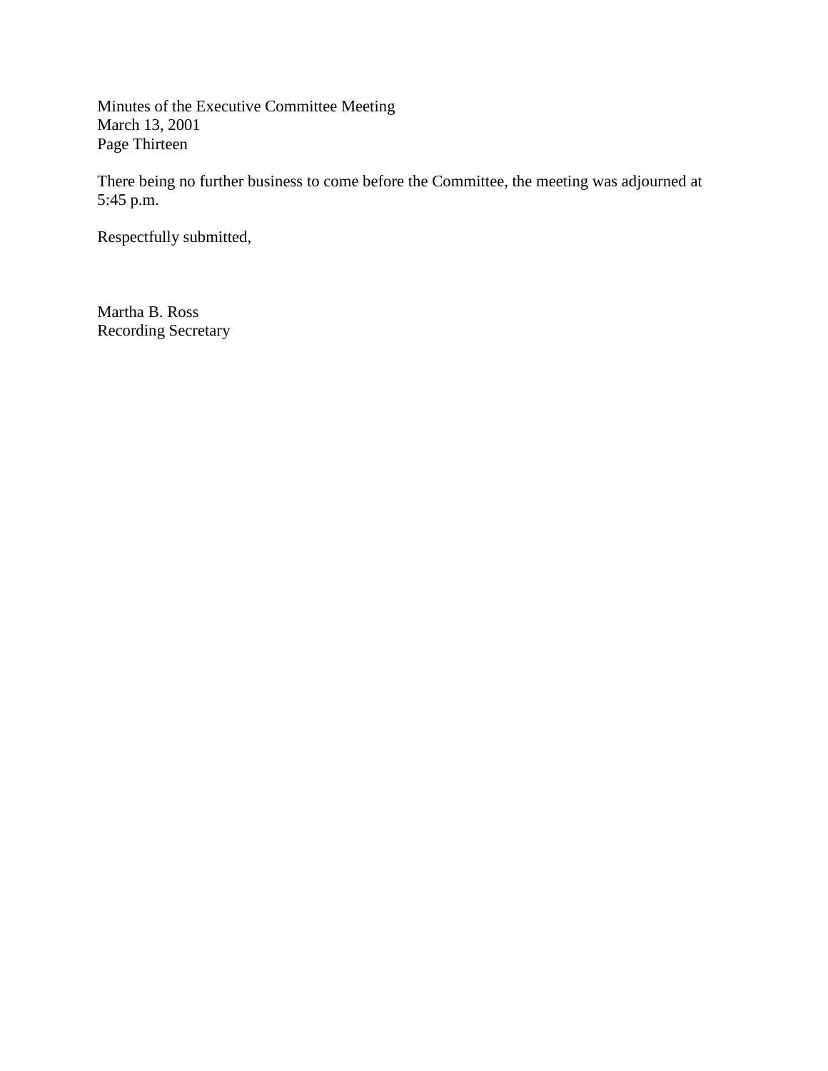There being no further business to come before the Committee, the meeting was adjourned at 5:45 p.m.

Respectfully submitted,

Martha B. Ross
Recording Secretary